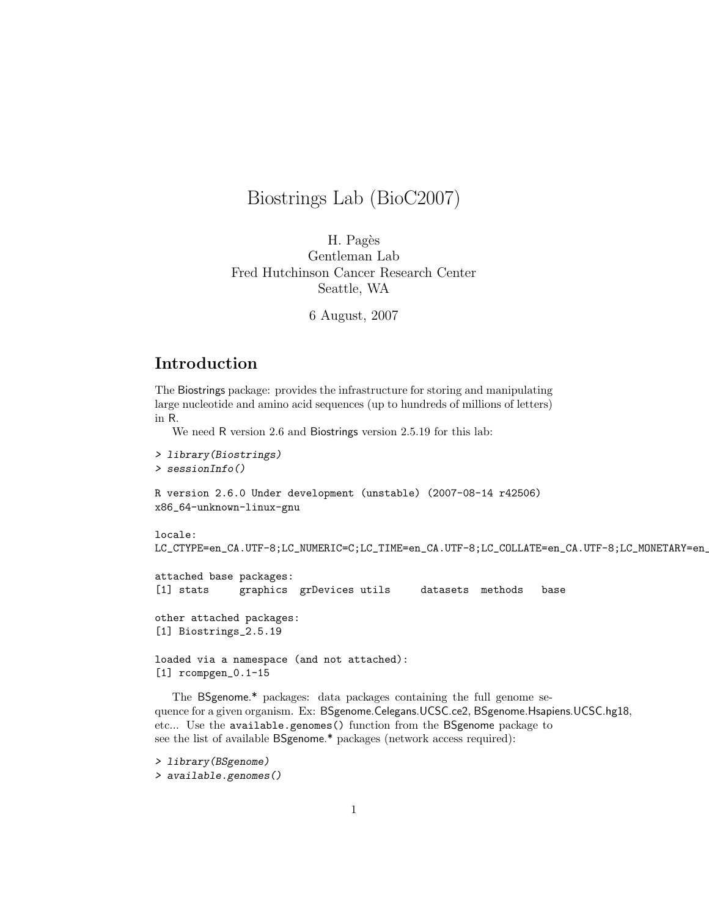# Biostrings Lab (BioC2007)

H. Pagès
Gentleman Lab
Fred Hutchinson Cancer Research Center
Seattle, WA

6 August, 2007

## Introduction

The Biostrings package: provides the infrastructure for storing and manipulating large nucleotide and amino acid sequences (up to hundreds of millions of letters) in R.

We need R version 2.6 and Biostrings version 2.5.19 for this lab:

```
> library(Biostrings)
> sessionInfo()

R version 2.6.0 Under development (unstable) (2007-08-14 r42506)
x86_64-unknown-linux-gnu

locale:
LC_CTYPE=en_CA.UTF-8;LC_NUMERIC=C;LC_TIME=en_CA.UTF-8;LC_COLLATE=en_CA.UTF-8;LC_MONETARY=en_

attached base packages:
[1] stats     graphics  grDevices utils     datasets  methods   base

other attached packages:
[1] Biostrings_2.5.19

loaded via a namespace (and not attached):
[1] rcompgen_0.1-15
```

The BSgenome.* packages: data packages containing the full genome sequence for a given organism. Ex: BSgenome.Celegans.UCSC.ce2, BSgenome.Hsapiens.UCSC.hg18, etc... Use the `available.genomes()` function from the BSgenome package to see the list of available BSgenome.* packages (network access required):

```
> library(BSgenome)
> available.genomes()
```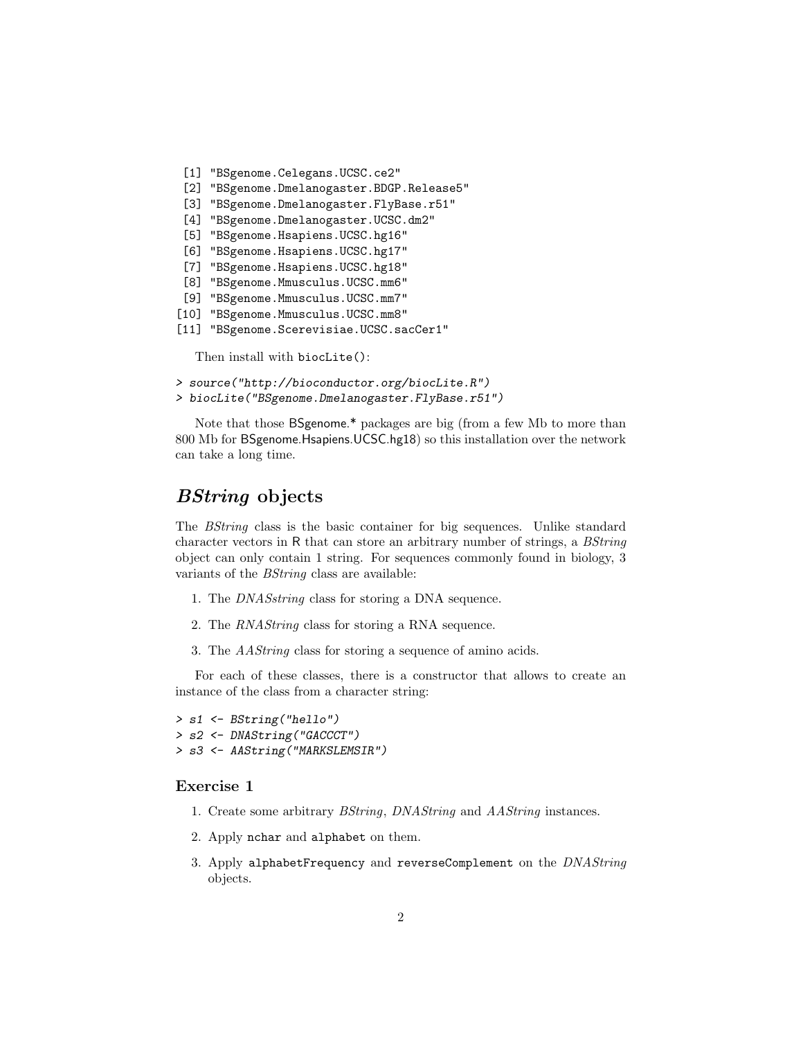```
 [1] "BSgenome.Celegans.UCSC.ce2"
 [2] "BSgenome.Dmelanogaster.BDGP.Release5"
 [3] "BSgenome.Dmelanogaster.FlyBase.r51"
 [4] "BSgenome.Dmelanogaster.UCSC.dm2"
 [5] "BSgenome.Hsapiens.UCSC.hg16"
 [6] "BSgenome.Hsapiens.UCSC.hg17"
 [7] "BSgenome.Hsapiens.UCSC.hg18"
 [8] "BSgenome.Mmusculus.UCSC.mm6"
 [9] "BSgenome.Mmusculus.UCSC.mm7"
[10] "BSgenome.Mmusculus.UCSC.mm8"
[11] "BSgenome.Scerevisiae.UCSC.sacCer1"
```

Then install with `biocLite()`:

```
> source("http://bioconductor.org/biocLite.R")
> biocLite("BSgenome.Dmelanogaster.FlyBase.r51")
```

Note that those BSgenome.* packages are big (from a few Mb to more than 800 Mb for BSgenome.Hsapiens.UCSC.hg18) so this installation over the network can take a long time.

## *BString* objects

The *BString* class is the basic container for big sequences. Unlike standard character vectors in R that can store an arbitrary number of strings, a *BString* object can only contain 1 string. For sequences commonly found in biology, 3 variants of the *BString* class are available:

1. The *DNASstring* class for storing a DNA sequence.
2. The *RNAString* class for storing a RNA sequence.
3. The *AAString* class for storing a sequence of amino acids.

For each of these classes, there is a constructor that allows to create an instance of the class from a character string:

```
> s1 <- BString("hello")
> s2 <- DNAString("GACCCT")
> s3 <- AAString("MARKSLEMSIR")
```

### Exercise 1

1. Create some arbitrary *BString*, *DNAString* and *AAString* instances.
2. Apply `nchar` and `alphabet` on them.
3. Apply `alphabetFrequency` and `reverseComplement` on the *DNAString* objects.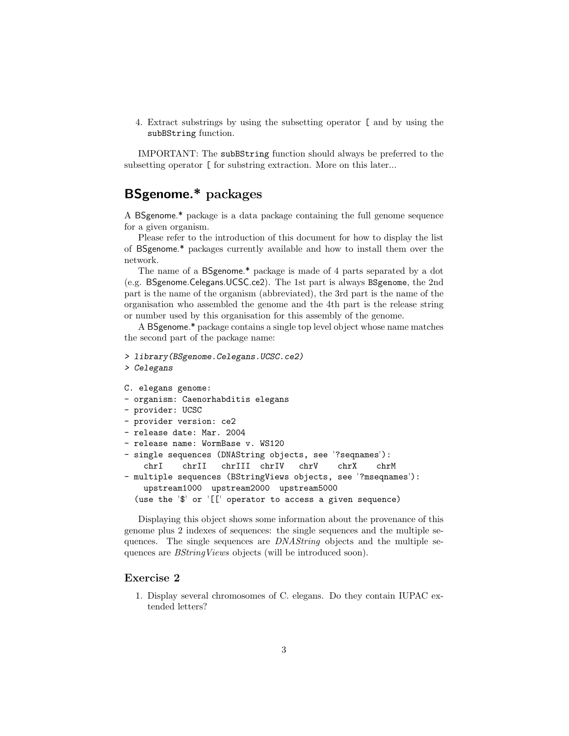4. Extract substrings by using the subsetting operator [ and by using the `subBString` function.

IMPORTANT: The `subBString` function should always be preferred to the subsetting operator [ for substring extraction. More on this later...

## BSgenome.* packages

A BSgenome.* package is a data package containing the full genome sequence for a given organism.

Please refer to the introduction of this document for how to display the list of BSgenome.* packages currently available and how to install them over the network.

The name of a BSgenome.* package is made of 4 parts separated by a dot (e.g. BSgenome.Celegans.UCSC.ce2). The 1st part is always `BSgenome`, the 2nd part is the name of the organism (abbreviated), the 3rd part is the name of the organisation who assembled the genome and the 4th part is the release string or number used by this organisation for this assembly of the genome.

A BSgenome.* package contains a single top level object whose name matches the second part of the package name:

```
> library(BSgenome.Celegans.UCSC.ce2)
> Celegans

C. elegans genome:
- organism: Caenorhabditis elegans
- provider: UCSC
- provider version: ce2
- release date: Mar. 2004
- release name: WormBase v. WS120
- single sequences (DNAString objects, see '?seqnames'):
    chrI    chrII   chrIII  chrIV   chrV    chrX    chrM
- multiple sequences (BStringViews objects, see '?mseqnames'):
    upstream1000  upstream2000  upstream5000
  (use the '$' or '[[' operator to access a given sequence)
```

Displaying this object shows some information about the provenance of this genome plus 2 indexes of sequences: the single sequences and the multiple sequences. The single sequences are *DNAString* objects and the multiple sequences are *BStringViews* objects (will be introduced soon).

### Exercise 2

1. Display several chromosomes of C. elegans. Do they contain IUPAC extended letters?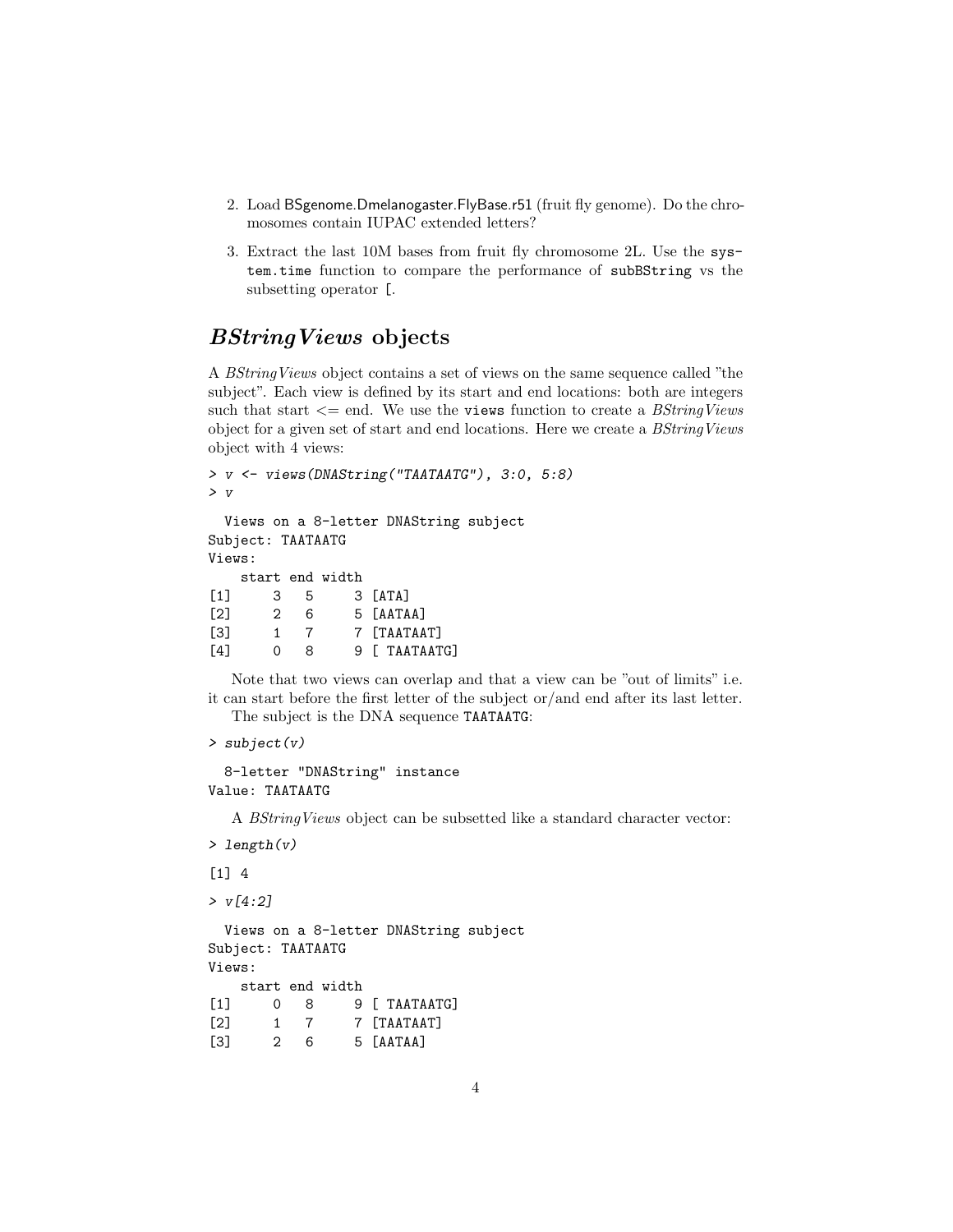2. Load BSgenome.Dmelanogaster.FlyBase.r51 (fruit fly genome). Do the chromosomes contain IUPAC extended letters?

3. Extract the last 10M bases from fruit fly chromosome 2L. Use the `system.time` function to compare the performance of `subBString` vs the subsetting operator `[`.

## *BStringViews* objects

A *BStringViews* object contains a set of views on the same sequence called "the subject". Each view is defined by its start and end locations: both are integers such that start <= end. We use the `views` function to create a *BStringViews* object for a given set of start and end locations. Here we create a *BStringViews* object with 4 views:

```
> v <- views(DNAString("TAATAATG"), 3:0, 5:8)
> v

  Views on a 8-letter DNAString subject
Subject: TAATAATG
Views:
    start end width
[1]     3   5     3 [ATA]
[2]     2   6     5 [AATAA]
[3]     1   7     7 [TAATAAT]
[4]     0   8     9 [ TAATAATG]
```

Note that two views can overlap and that a view can be "out of limits" i.e. it can start before the first letter of the subject or/and end after its last letter.

The subject is the DNA sequence `TAATAATG`:

```
> subject(v)

  8-letter "DNAString" instance
Value: TAATAATG
```

A *BStringViews* object can be subsetted like a standard character vector:

```
> length(v)

[1] 4

> v[4:2]

  Views on a 8-letter DNAString subject
Subject: TAATAATG
Views:
    start end width
[1]     0   8     9 [ TAATAATG]
[2]     1   7     7 [TAATAAT]
[3]     2   6     5 [AATAA]
```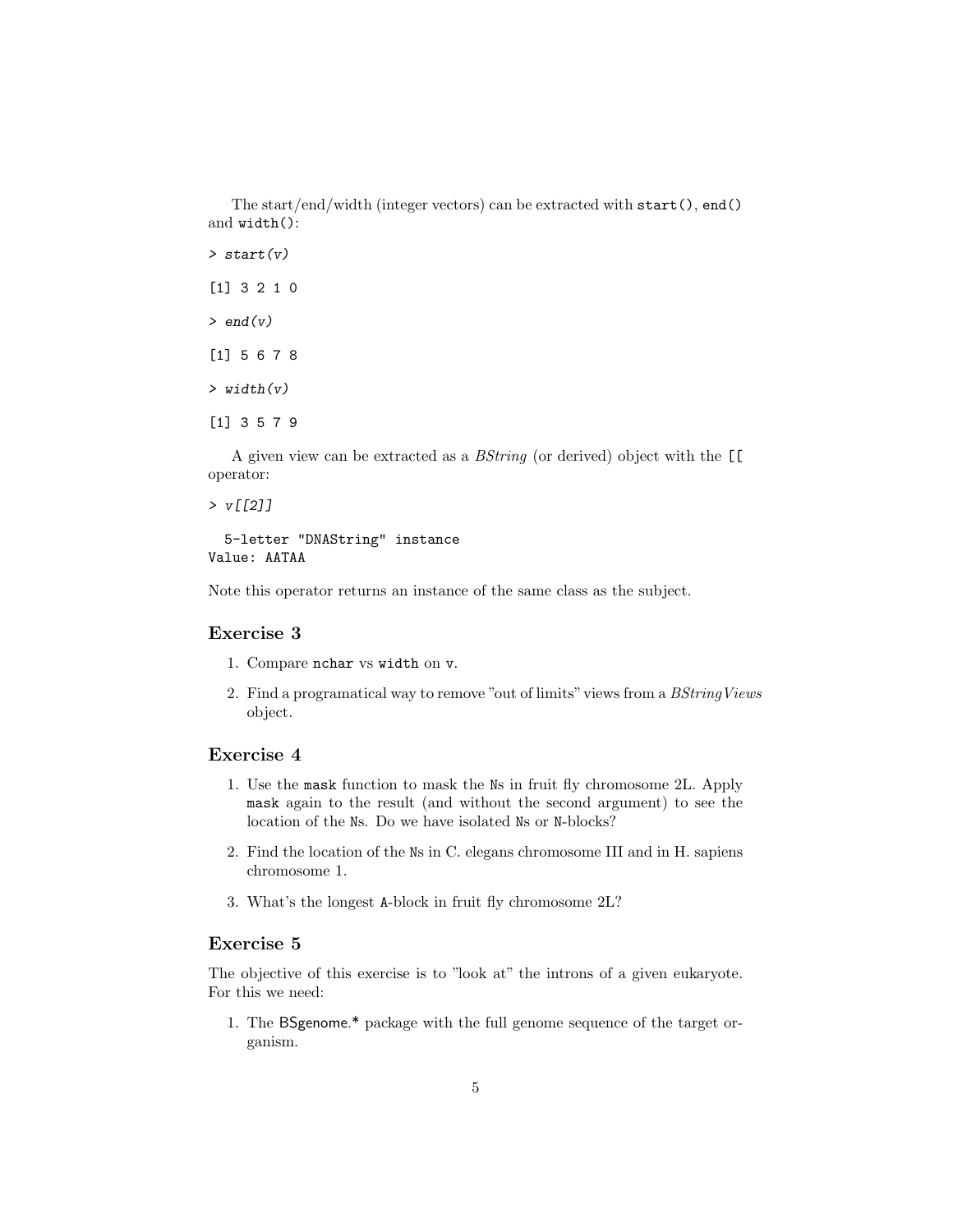The start/end/width (integer vectors) can be extracted with `start()`, `end()` and `width()`:

```
> start(v)

[1] 3 2 1 0

> end(v)

[1] 5 6 7 8

> width(v)

[1] 3 5 7 9
```

A given view can be extracted as a *BString* (or derived) object with the `[[` operator:

```
> v[[2]]

  5-letter "DNAString" instance
Value: AATAA
```

Note this operator returns an instance of the same class as the subject.

### Exercise 3

1. Compare `nchar` vs `width` on `v`.
2. Find a programatical way to remove "out of limits" views from a *BStringViews* object.

### Exercise 4

1. Use the `mask` function to mask the `N`s in fruit fly chromosome 2L. Apply `mask` again to the result (and without the second argument) to see the location of the `N`s. Do we have isolated `N`s or `N`-blocks?
2. Find the location of the `N`s in C. elegans chromosome III and in H. sapiens chromosome 1.
3. What's the longest `A`-block in fruit fly chromosome 2L?

### Exercise 5

The objective of this exercise is to "look at" the introns of a given eukaryote. For this we need:

1. The BSgenome.* package with the full genome sequence of the target organism.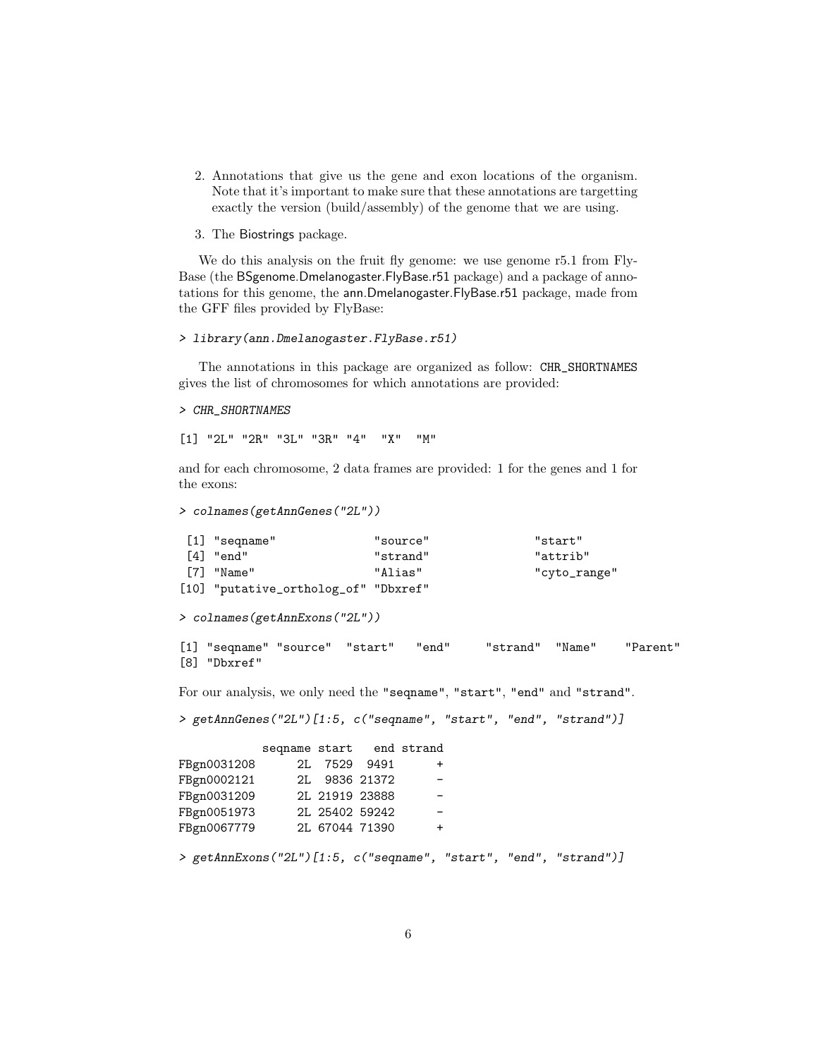2. Annotations that give us the gene and exon locations of the organism. Note that it's important to make sure that these annotations are targetting exactly the version (build/assembly) of the genome that we are using.

3. The Biostrings package.

We do this analysis on the fruit fly genome: we use genome r5.1 from FlyBase (the BSgenome.Dmelanogaster.FlyBase.r51 package) and a package of annotations for this genome, the ann.Dmelanogaster.FlyBase.r51 package, made from the GFF files provided by FlyBase:

```
> library(ann.Dmelanogaster.FlyBase.r51)
```

The annotations in this package are organized as follow: `CHR_SHORTNAMES` gives the list of chromosomes for which annotations are provided:

```
> CHR_SHORTNAMES
```

```
[1] "2L" "2R" "3L" "3R" "4"  "X"  "M"
```

and for each chromosome, 2 data frames are provided: 1 for the genes and 1 for the exons:

```
> colnames(getAnnGenes("2L"))
```

```
 [1] "seqname"              "source"               "start"
 [4] "end"                  "strand"               "attrib"
 [7] "Name"                 "Alias"                "cyto_range"
[10] "putative_ortholog_of" "Dbxref"
```

```
> colnames(getAnnExons("2L"))
```

```
[1] "seqname" "source"  "start"   "end"     "strand"  "Name"    "Parent"
[8] "Dbxref"
```

For our analysis, we only need the "seqname", "start", "end" and "strand".

```
> getAnnGenes("2L")[1:5, c("seqname", "start", "end", "strand")]
```

```
            seqname start   end strand
FBgn0031208      2L  7529  9491      +
FBgn0002121      2L  9836 21372      -
FBgn0031209      2L 21919 23888      -
FBgn0051973      2L 25402 59242      -
FBgn0067779      2L 67044 71390      +
```

```
> getAnnExons("2L")[1:5, c("seqname", "start", "end", "strand")]
```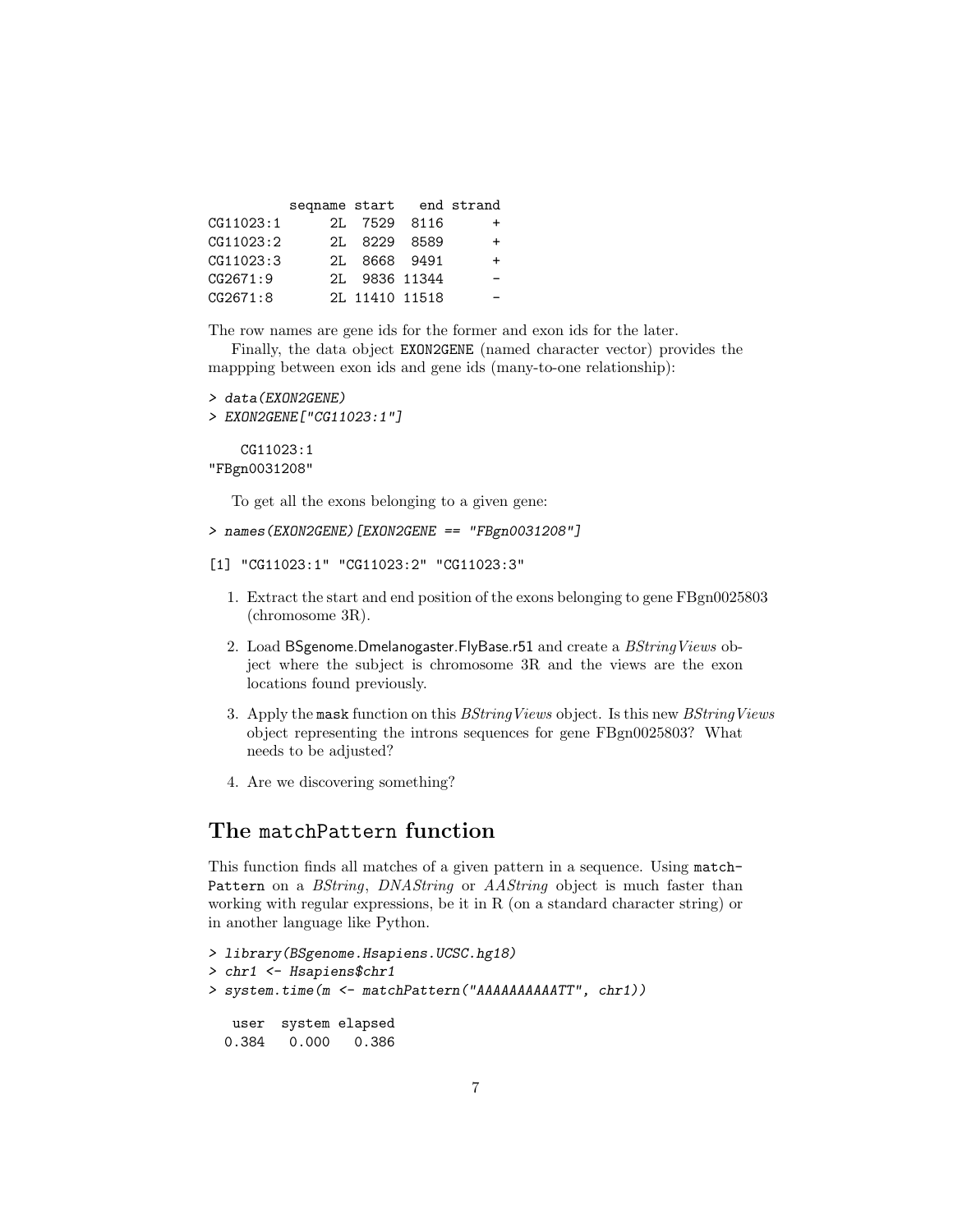```
          seqname start   end strand
CG11023:1      2L  7529  8116      +
CG11023:2      2L  8229  8589      +
CG11023:3      2L  8668  9491      +
CG2671:9       2L  9836 11344      -
CG2671:8       2L 11410 11518      -
```

The row names are gene ids for the former and exon ids for the later.

Finally, the data object `EXON2GENE` (named character vector) provides the mappping between exon ids and gene ids (many-to-one relationship):

```
> data(EXON2GENE)
> EXON2GENE["CG11023:1"]

   CG11023:1
"FBgn0031208"
```

To get all the exons belonging to a given gene:

```
> names(EXON2GENE)[EXON2GENE == "FBgn0031208"]

[1] "CG11023:1" "CG11023:2" "CG11023:3"
```

1. Extract the start and end position of the exons belonging to gene FBgn0025803 (chromosome 3R).
2. Load BSgenome.Dmelanogaster.FlyBase.r51 and create a *BStringViews* object where the subject is chromosome 3R and the views are the exon locations found previously.
3. Apply the `mask` function on this *BStringViews* object. Is this new *BStringViews* object representing the introns sequences for gene FBgn0025803? What needs to be adjusted?
4. Are we discovering something?

## The `matchPattern` function

This function finds all matches of a given pattern in a sequence. Using `matchPattern` on a *BString*, *DNAString* or *AAString* object is much faster than working with regular expressions, be it in R (on a standard character string) or in another language like Python.

```
> library(BSgenome.Hsapiens.UCSC.hg18)
> chr1 <- Hsapiens$chr1
> system.time(m <- matchPattern("AAAAAAAAAATT", chr1))

   user  system elapsed
  0.384   0.000   0.386
```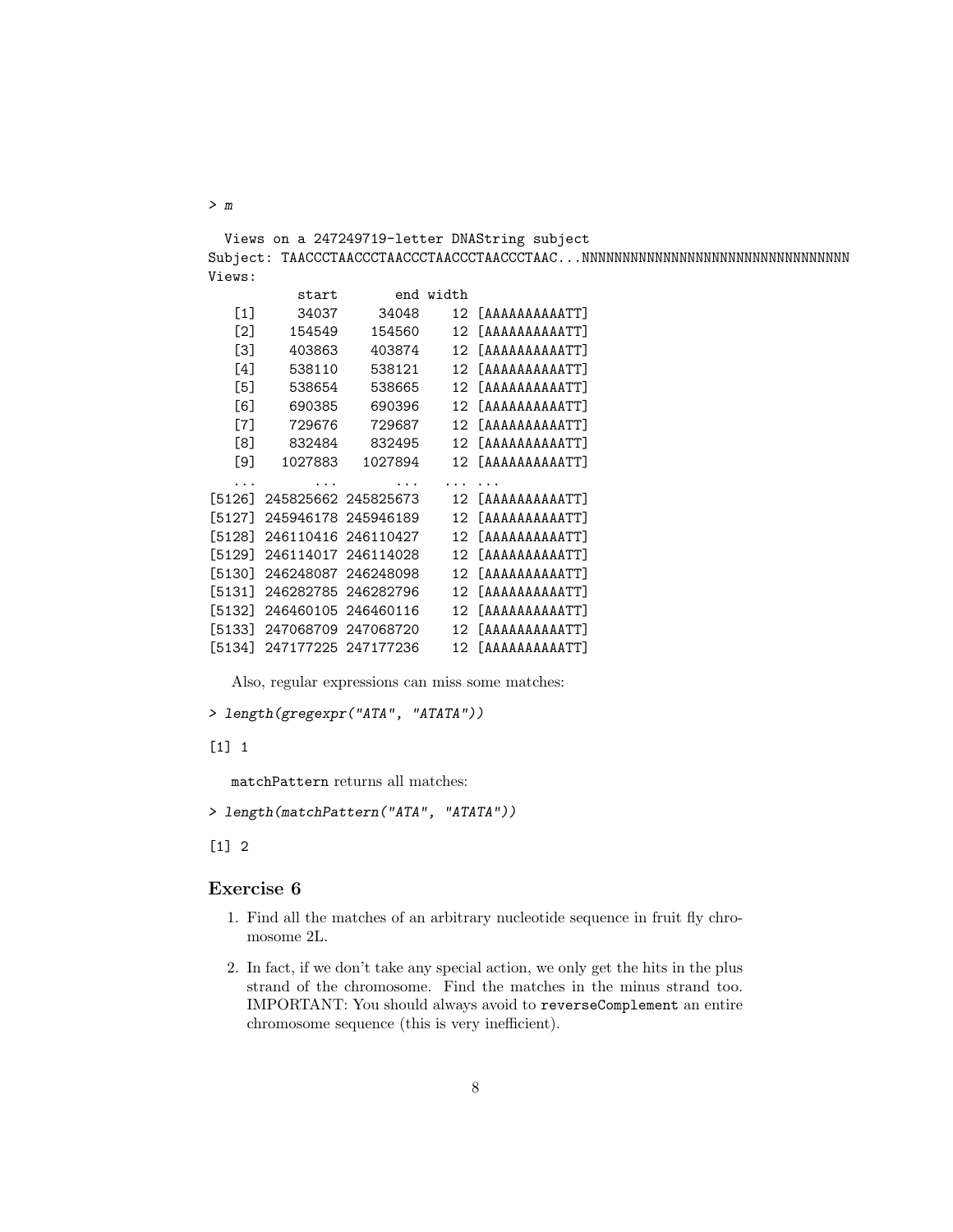```
> m

  Views on a 247249719-letter DNAString subject
Subject: TAACCCTAACCCTAACCCTAACCCTAACCCTAAC...NNNNNNNNNNNNNNNNNNNNNNNNNNNNNNNNNN
Views:
           start       end width
   [1]     34037     34048    12 [AAAAAAAAAATT]
   [2]    154549    154560    12 [AAAAAAAAAATT]
   [3]    403863    403874    12 [AAAAAAAAAATT]
   [4]    538110    538121    12 [AAAAAAAAAATT]
   [5]    538654    538665    12 [AAAAAAAAAATT]
   [6]    690385    690396    12 [AAAAAAAAAATT]
   [7]    729676    729687    12 [AAAAAAAAAATT]
   [8]    832484    832495    12 [AAAAAAAAAATT]
   [9]   1027883   1027894    12 [AAAAAAAAAATT]
   ...       ...       ...   ... ...
[5126] 245825662 245825673    12 [AAAAAAAAAATT]
[5127] 245946178 245946189    12 [AAAAAAAAAATT]
[5128] 246110416 246110427    12 [AAAAAAAAAATT]
[5129] 246114017 246114028    12 [AAAAAAAAAATT]
[5130] 246248087 246248098    12 [AAAAAAAAAATT]
[5131] 246282785 246282796    12 [AAAAAAAAAATT]
[5132] 246460105 246460116    12 [AAAAAAAAAATT]
[5133] 247068709 247068720    12 [AAAAAAAAAATT]
[5134] 247177225 247177236    12 [AAAAAAAAAATT]
```

Also, regular expressions can miss some matches:

```
> length(gregexpr("ATA", "ATATA"))

[1] 1
```

matchPattern returns all matches:

```
> length(matchPattern("ATA", "ATATA"))

[1] 2
```

### Exercise 6

1. Find all the matches of an arbitrary nucleotide sequence in fruit fly chromosome 2L.
2. In fact, if we don't take any special action, we only get the hits in the plus strand of the chromosome. Find the matches in the minus strand too. IMPORTANT: You should always avoid to `reverseComplement` an entire chromosome sequence (this is very inefficient).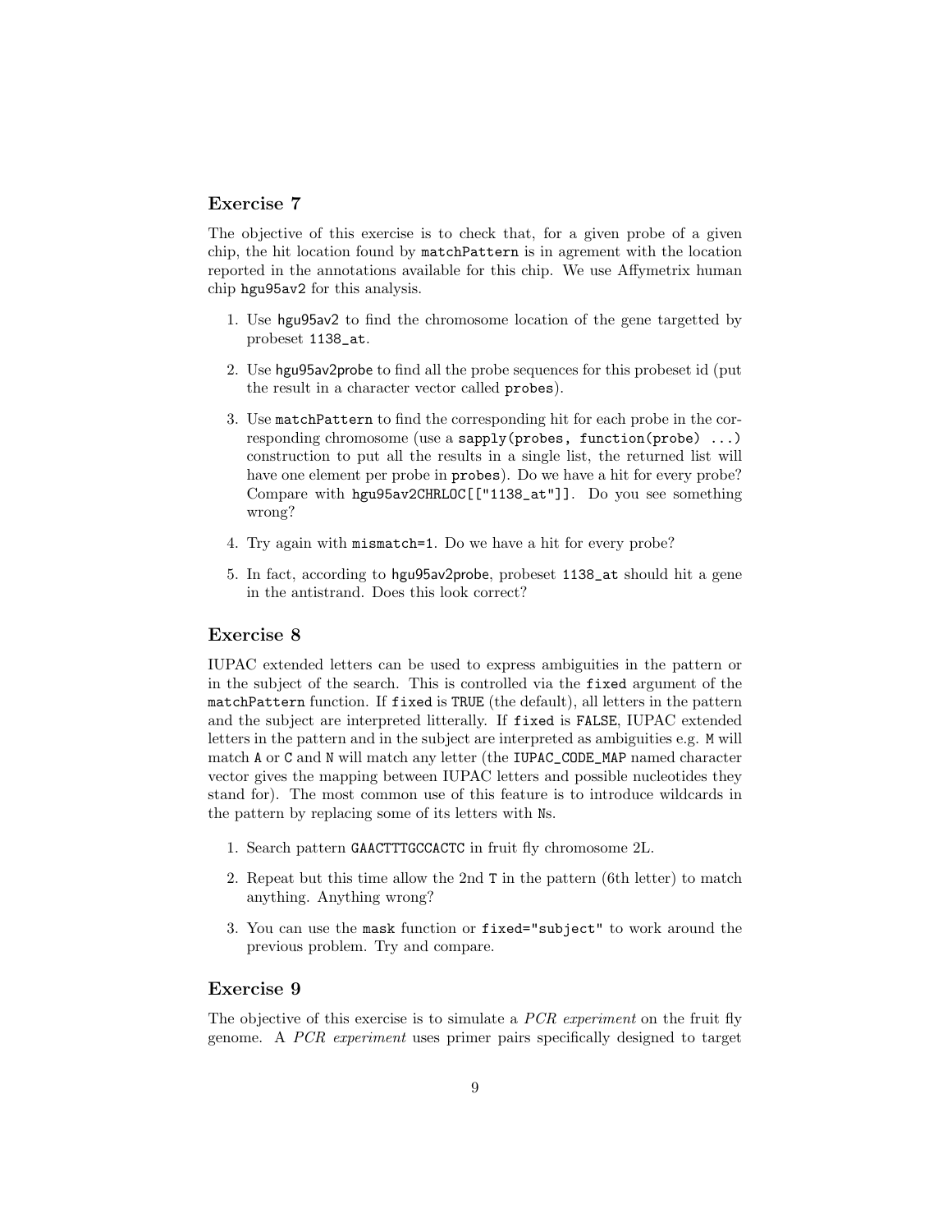## Exercise 7

The objective of this exercise is to check that, for a given probe of a given chip, the hit location found by `matchPattern` is in agrement with the location reported in the annotations available for this chip. We use Affymetrix human chip hgu95av2 for this analysis.

1. Use hgu95av2 to find the chromosome location of the gene targetted by probeset `1138_at`.
2. Use hgu95av2probe to find all the probe sequences for this probeset id (put the result in a character vector called `probes`).
3. Use `matchPattern` to find the corresponding hit for each probe in the corresponding chromosome (use a `sapply(probes, function(probe) ...)` construction to put all the results in a single list, the returned list will have one element per probe in `probes`). Do we have a hit for every probe? Compare with `hgu95av2CHRLOC[["1138_at"]]`. Do you see something wrong?
4. Try again with `mismatch=1`. Do we have a hit for every probe?
5. In fact, according to hgu95av2probe, probeset `1138_at` should hit a gene in the antistrand. Does this look correct?

## Exercise 8

IUPAC extended letters can be used to express ambiguities in the pattern or in the subject of the search. This is controlled via the `fixed` argument of the `matchPattern` function. If `fixed` is `TRUE` (the default), all letters in the pattern and the subject are interpreted litterally. If `fixed` is `FALSE`, IUPAC extended letters in the pattern and in the subject are interpreted as ambiguities e.g. `M` will match `A` or `C` and `N` will match any letter (the `IUPAC_CODE_MAP` named character vector gives the mapping between IUPAC letters and possible nucleotides they stand for). The most common use of this feature is to introduce wildcards in the pattern by replacing some of its letters with `N`s.

1. Search pattern `GAACTTTGCCACTC` in fruit fly chromosome 2L.
2. Repeat but this time allow the 2nd `T` in the pattern (6th letter) to match anything. Anything wrong?
3. You can use the `mask` function or `fixed="subject"` to work around the previous problem. Try and compare.

## Exercise 9

The objective of this exercise is to simulate a *PCR experiment* on the fruit fly genome. A *PCR experiment* uses primer pairs specifically designed to target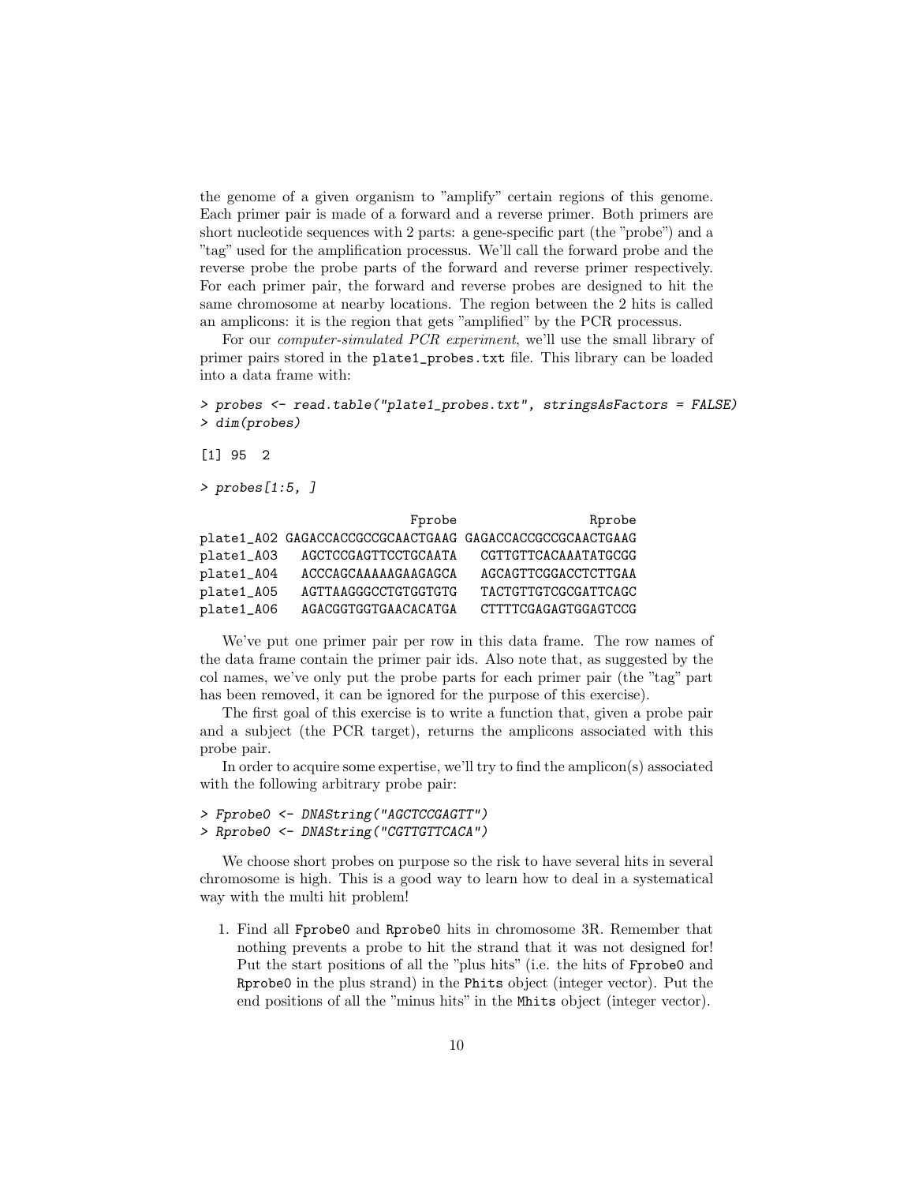the genome of a given organism to "amplify" certain regions of this genome. Each primer pair is made of a forward and a reverse primer. Both primers are short nucleotide sequences with 2 parts: a gene-specific part (the "probe") and a "tag" used for the amplification processus. We'll call the forward probe and the reverse probe the probe parts of the forward and reverse primer respectively. For each primer pair, the forward and reverse probes are designed to hit the same chromosome at nearby locations. The region between the 2 hits is called an amplicons: it is the region that gets "amplified" by the PCR processus.

For our *computer-simulated PCR experiment*, we'll use the small library of primer pairs stored in the `plate1_probes.txt` file. This library can be loaded into a data frame with:

```
> probes <- read.table("plate1_probes.txt", stringsAsFactors = FALSE)
> dim(probes)

[1] 95  2

> probes[1:5, ]

                          Fprobe                 Rprobe
plate1_A02 GAGACCACCGCCGCAACTGAAG GAGACCACCGCCGCAACTGAAG
plate1_A03   AGCTCCGAGTTCCTGCAATA   CGTTGTTCACAAATATGCGG
plate1_A04   ACCCAGCAAAAAGAAGAGCA   AGCAGTTCGGACCTCTTGAA
plate1_A05   AGTTAAGGGCCTGTGGTGTG   TACTGTTGTCGCGATTCAGC
plate1_A06   AGACGGTGGTGAACACATGA   CTTTTCGAGAGTGGAGTCCG
```

We've put one primer pair per row in this data frame. The row names of the data frame contain the primer pair ids. Also note that, as suggested by the col names, we've only put the probe parts for each primer pair (the "tag" part has been removed, it can be ignored for the purpose of this exercise).

The first goal of this exercise is to write a function that, given a probe pair and a subject (the PCR target), returns the amplicons associated with this probe pair.

In order to acquire some expertise, we'll try to find the amplicon(s) associated with the following arbitrary probe pair:

```
> Fprobe0 <- DNAString("AGCTCCGAGTT")
> Rprobe0 <- DNAString("CGTTGTTCACA")
```

We choose short probes on purpose so the risk to have several hits in several chromosome is high. This is a good way to learn how to deal in a systematical way with the multi hit problem!

1. Find all `Fprobe0` and `Rprobe0` hits in chromosome 3R. Remember that nothing prevents a probe to hit the strand that it was not designed for! Put the start positions of all the "plus hits" (i.e. the hits of `Fprobe0` and `Rprobe0` in the plus strand) in the `Phits` object (integer vector). Put the end positions of all the "minus hits" in the `Mhits` object (integer vector).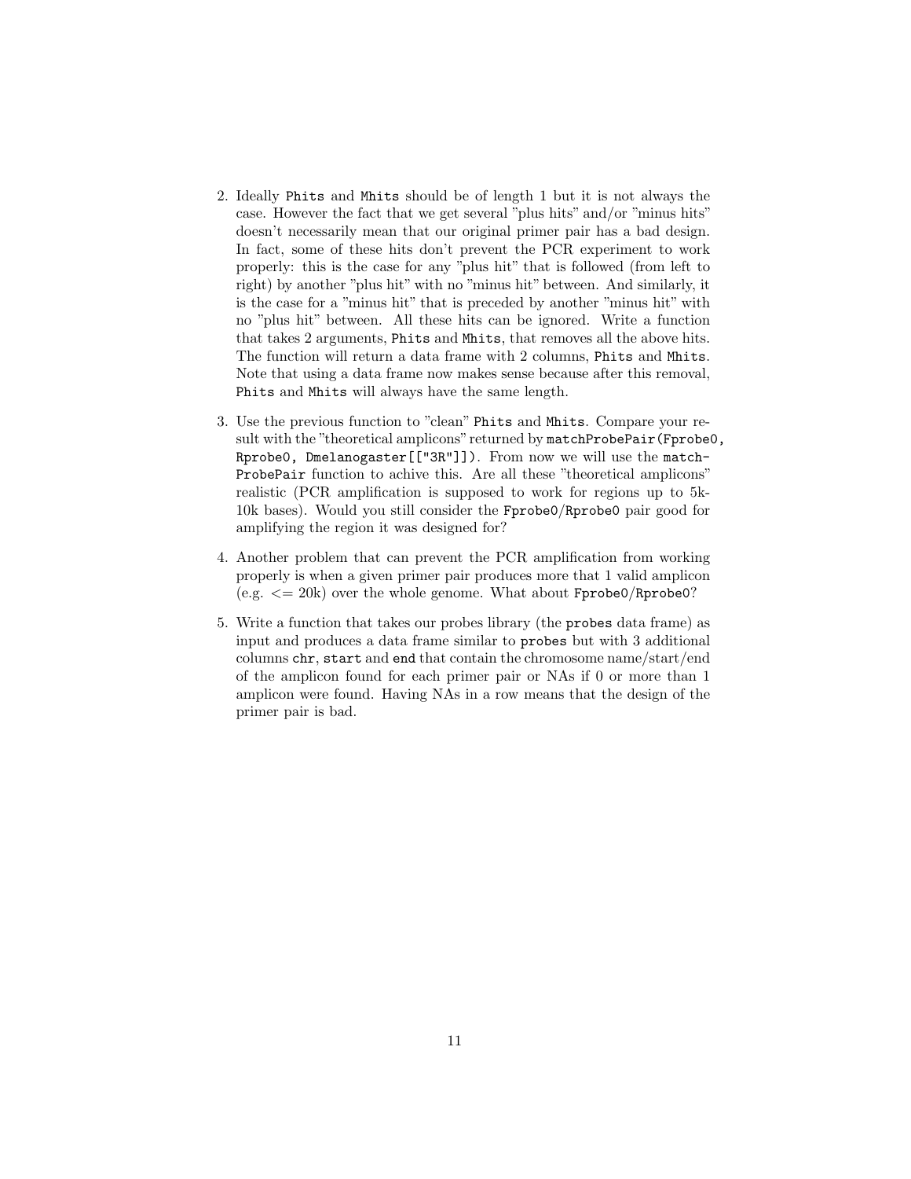2. Ideally `Phits` and `Mhits` should be of length 1 but it is not always the case. However the fact that we get several "plus hits" and/or "minus hits" doesn't necessarily mean that our original primer pair has a bad design. In fact, some of these hits don't prevent the PCR experiment to work properly: this is the case for any "plus hit" that is followed (from left to right) by another "plus hit" with no "minus hit" between. And similarly, it is the case for a "minus hit" that is preceded by another "minus hit" with no "plus hit" between. All these hits can be ignored. Write a function that takes 2 arguments, `Phits` and `Mhits`, that removes all the above hits. The function will return a data frame with 2 columns, `Phits` and `Mhits`. Note that using a data frame now makes sense because after this removal, `Phits` and `Mhits` will always have the same length.

3. Use the previous function to "clean" `Phits` and `Mhits`. Compare your result with the "theoretical amplicons" returned by `matchProbePair(Fprobe0, Rprobe0, Dmelanogaster[["3R"]])`. From now we will use the `matchProbePair` function to achive this. Are all these "theoretical amplicons" realistic (PCR amplification is supposed to work for regions up to 5k-10k bases). Would you still consider the `Fprobe0`/`Rprobe0` pair good for amplifying the region it was designed for?

4. Another problem that can prevent the PCR amplification from working properly is when a given primer pair produces more that 1 valid amplicon (e.g. <= 20k) over the whole genome. What about `Fprobe0`/`Rprobe0`?

5. Write a function that takes our probes library (the `probes` data frame) as input and produces a data frame similar to `probes` but with 3 additional columns `chr`, `start` and `end` that contain the chromosome name/start/end of the amplicon found for each primer pair or NAs if 0 or more than 1 amplicon were found. Having NAs in a row means that the design of the primer pair is bad.